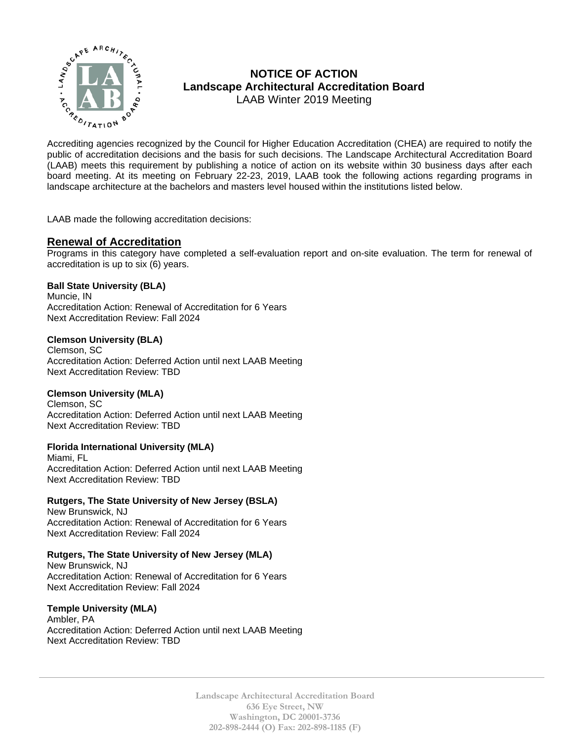# NOTICE OF ACTION

## Landscape Architectural Accreditation Board

LAAB Winter 2019 Meeting

Accrediting agencies recognized by the Council for Higher Education Accreditation (CHEA) are required to notify the public of accreditation decisions and the basis for such decisions. The Landscape Architectural Accreditation Board (LAAB) meets this requirement by publishing a notice of action on its website within 30 business days after each board meeting. At its meeting on February 22-23, 2019, LAAB took the following actions regarding programs in landscape architecture at the bachelors and masters level housed within the institutions listed below.

LAAB made the following accreditation decisions:

## Renewal of Accreditation

Programs in this category have completed a self-evaluation report and on-site evaluation. The term for renewal of accreditation is up to six (6) years.

**Ball State University (BLA)**
Muncie, IN
Accreditation Action: Renewal of Accreditation for 6 Years
Next Accreditation Review: Fall 2024

**Clemson University (BLA)**
Clemson, SC
Accreditation Action: Deferred Action until next LAAB Meeting
Next Accreditation Review: TBD

**Clemson University (MLA)**
Clemson, SC
Accreditation Action: Deferred Action until next LAAB Meeting
Next Accreditation Review: TBD

**Florida International University (MLA)**
Miami, FL
Accreditation Action: Deferred Action until next LAAB Meeting
Next Accreditation Review: TBD

**Rutgers, The State University of New Jersey (BSLA)**
New Brunswick, NJ
Accreditation Action: Renewal of Accreditation for 6 Years
Next Accreditation Review: Fall 2024

**Rutgers, The State University of New Jersey (MLA)**
New Brunswick, NJ
Accreditation Action: Renewal of Accreditation for 6 Years
Next Accreditation Review: Fall 2024

**Temple University (MLA)**
Ambler, PA
Accreditation Action: Deferred Action until next LAAB Meeting
Next Accreditation Review: TBD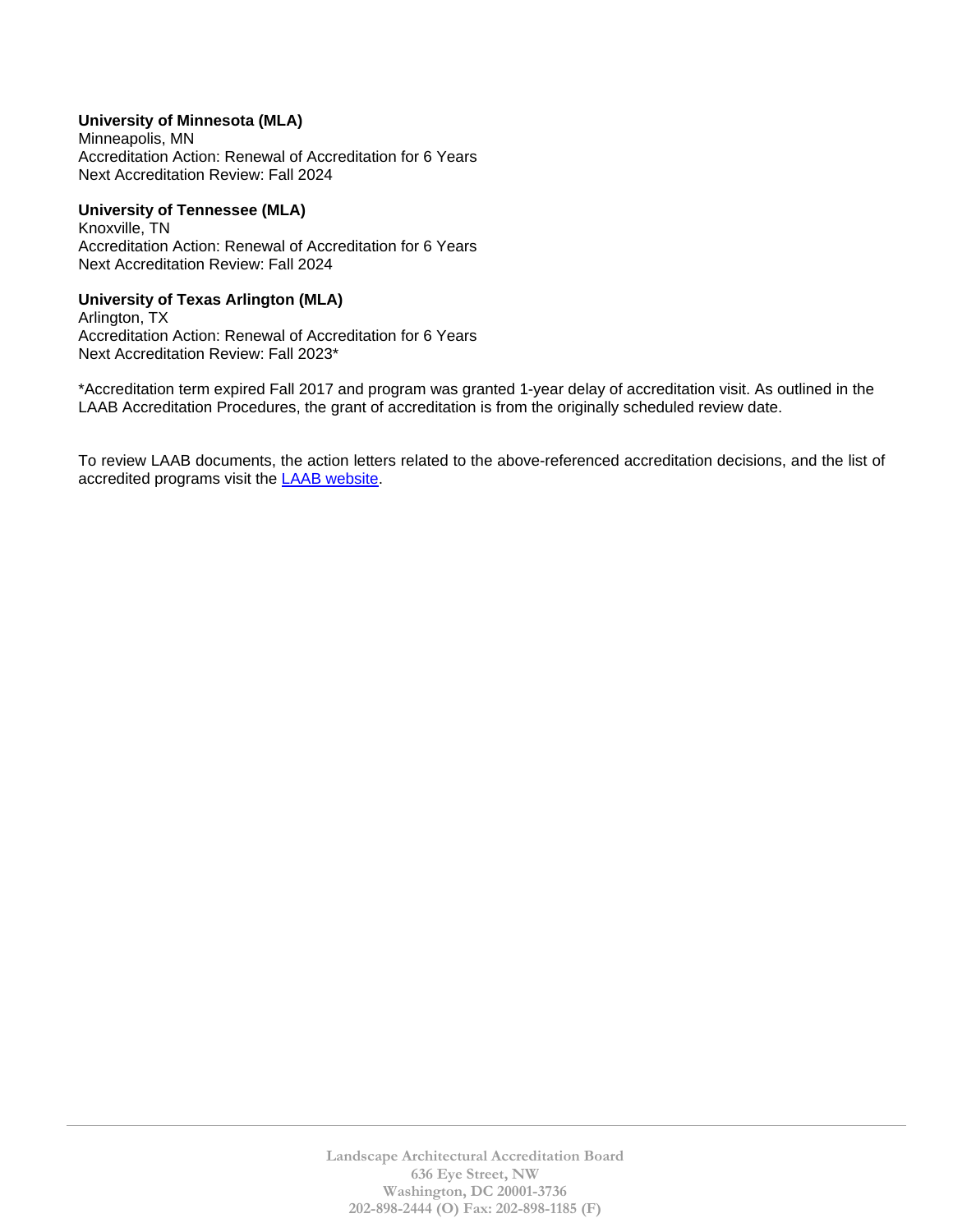**University of Minnesota (MLA)**
Minneapolis, MN
Accreditation Action: Renewal of Accreditation for 6 Years
Next Accreditation Review: Fall 2024

**University of Tennessee (MLA)**
Knoxville, TN
Accreditation Action: Renewal of Accreditation for 6 Years
Next Accreditation Review: Fall 2024

**University of Texas Arlington (MLA)**
Arlington, TX
Accreditation Action: Renewal of Accreditation for 6 Years
Next Accreditation Review: Fall 2023*

*Accreditation term expired Fall 2017 and program was granted 1-year delay of accreditation visit. As outlined in the LAAB Accreditation Procedures, the grant of accreditation is from the originally scheduled review date.

To review LAAB documents, the action letters related to the above-referenced accreditation decisions, and the list of accredited programs visit the LAAB website.